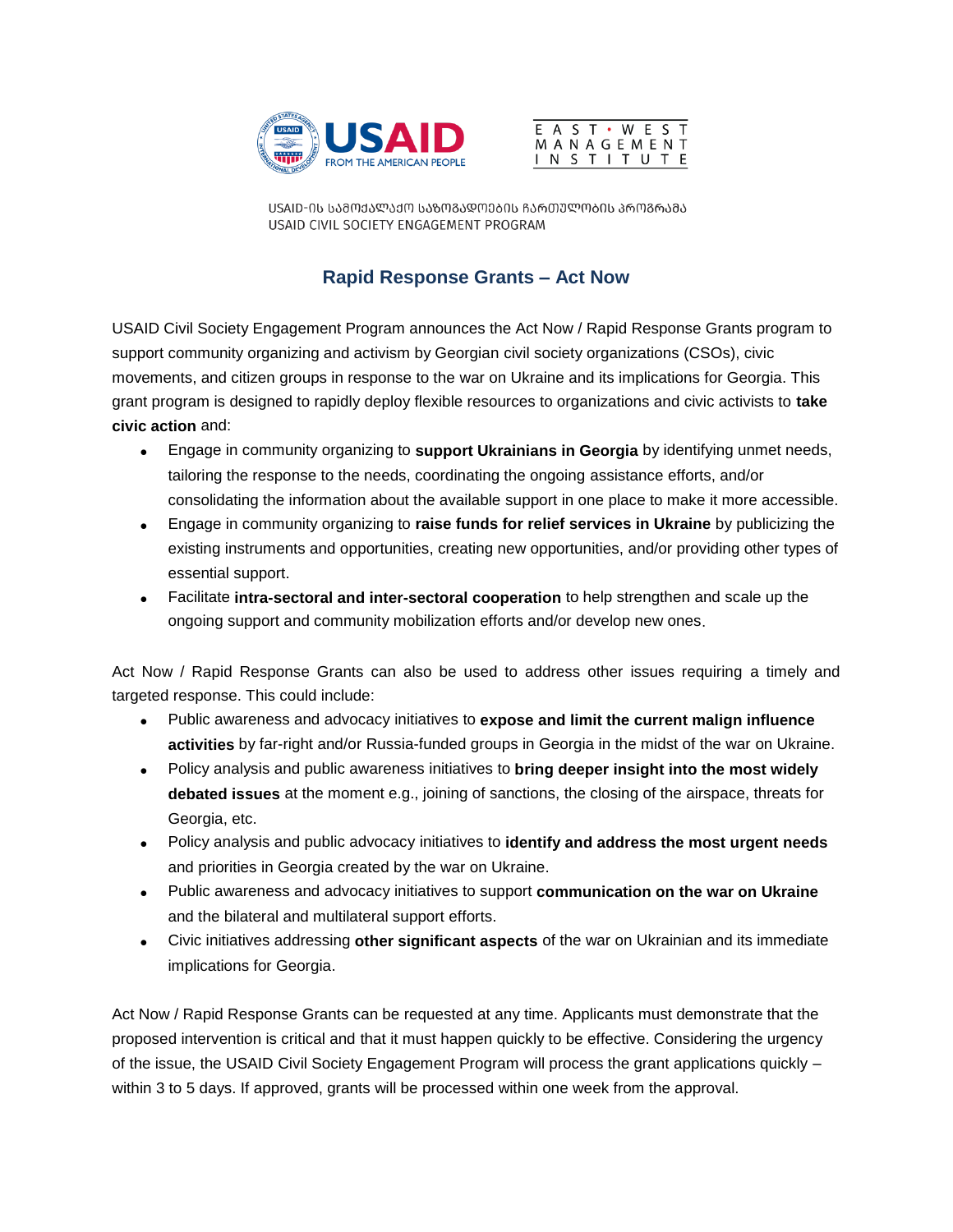USAID-ის სამოქალაქო საზოგადოების ჩართულობის პროგრამა
USAID CIVIL SOCIETY ENGAGEMENT PROGRAM

# Rapid Response Grants – Act Now

USAID Civil Society Engagement Program announces the Act Now / Rapid Response Grants program to support community organizing and activism by Georgian civil society organizations (CSOs), civic movements, and citizen groups in response to the war on Ukraine and its implications for Georgia. This grant program is designed to rapidly deploy flexible resources to organizations and civic activists to **take civic action** and:

- Engage in community organizing to **support Ukrainians in Georgia** by identifying unmet needs, tailoring the response to the needs, coordinating the ongoing assistance efforts, and/or consolidating the information about the available support in one place to make it more accessible.
- Engage in community organizing to **raise funds for relief services in Ukraine** by publicizing the existing instruments and opportunities, creating new opportunities, and/or providing other types of essential support.
- Facilitate **intra-sectoral and inter-sectoral cooperation** to help strengthen and scale up the ongoing support and community mobilization efforts and/or develop new ones.

Act Now / Rapid Response Grants can also be used to address other issues requiring a timely and targeted response. This could include:

- Public awareness and advocacy initiatives to **expose and limit the current malign influence activities** by far-right and/or Russia-funded groups in Georgia in the midst of the war on Ukraine.
- Policy analysis and public awareness initiatives to **bring deeper insight into the most widely debated issues** at the moment e.g., joining of sanctions, the closing of the airspace, threats for Georgia, etc.
- Policy analysis and public advocacy initiatives to **identify and address the most urgent needs** and priorities in Georgia created by the war on Ukraine.
- Public awareness and advocacy initiatives to support **communication on the war on Ukraine** and the bilateral and multilateral support efforts.
- Civic initiatives addressing **other significant aspects** of the war on Ukrainian and its immediate implications for Georgia.

Act Now / Rapid Response Grants can be requested at any time. Applicants must demonstrate that the proposed intervention is critical and that it must happen quickly to be effective. Considering the urgency of the issue, the USAID Civil Society Engagement Program will process the grant applications quickly – within 3 to 5 days. If approved, grants will be processed within one week from the approval.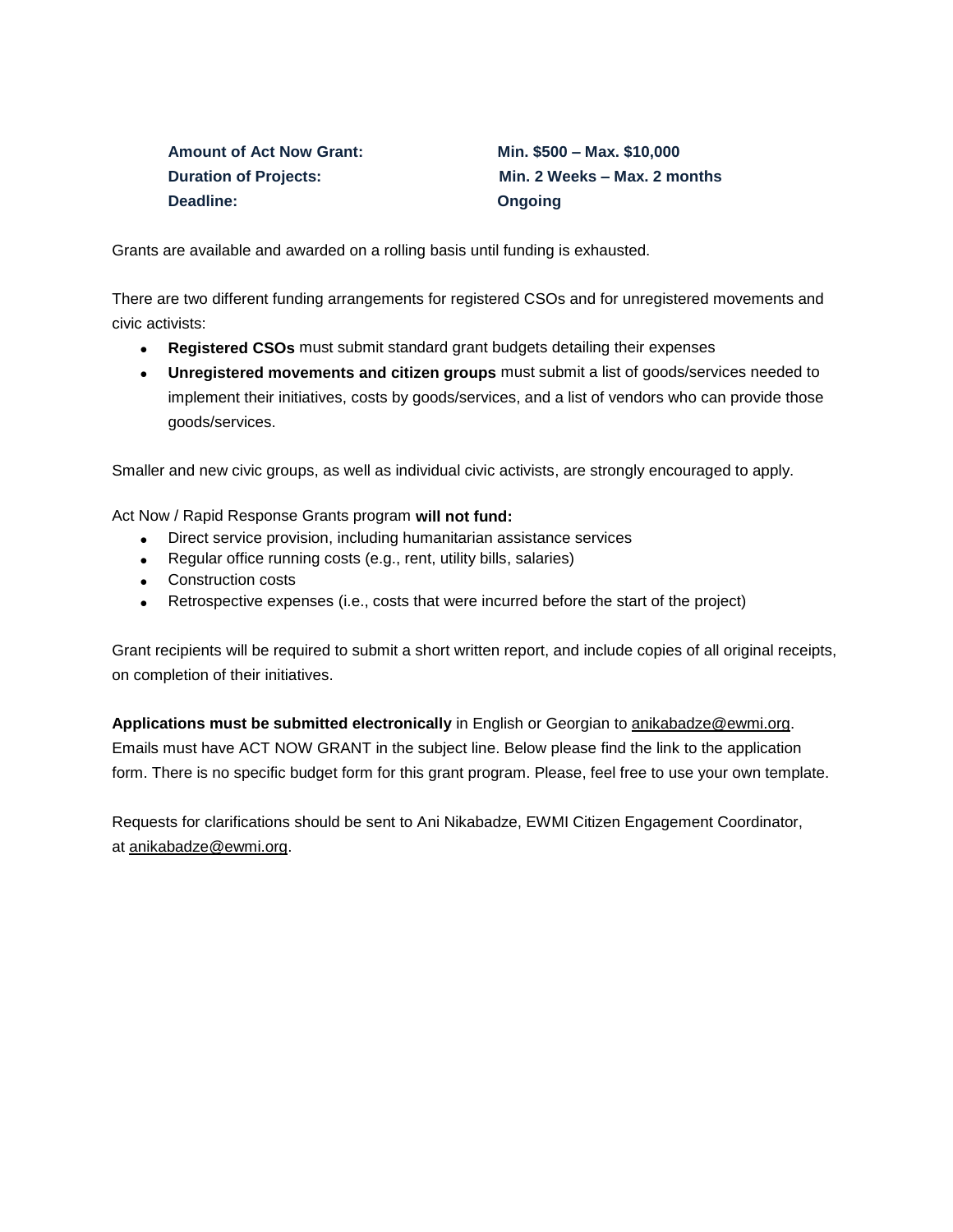**Amount of Act Now Grant:** **Min. $500 – Max. $10,000**
**Duration of Projects:** **Min. 2 Weeks – Max. 2 months**
**Deadline:** **Ongoing**

Grants are available and awarded on a rolling basis until funding is exhausted.

There are two different funding arrangements for registered CSOs and for unregistered movements and civic activists:

- **Registered CSOs** must submit standard grant budgets detailing their expenses
- **Unregistered movements and citizen groups** must submit a list of goods/services needed to implement their initiatives, costs by goods/services, and a list of vendors who can provide those goods/services.

Smaller and new civic groups, as well as individual civic activists, are strongly encouraged to apply.

Act Now / Rapid Response Grants program **will not fund:**

- Direct service provision, including humanitarian assistance services
- Regular office running costs (e.g., rent, utility bills, salaries)
- Construction costs
- Retrospective expenses (i.e., costs that were incurred before the start of the project)

Grant recipients will be required to submit a short written report, and include copies of all original receipts, on completion of their initiatives.

**Applications must be submitted electronically** in English or Georgian to anikabadze@ewmi.org. Emails must have ACT NOW GRANT in the subject line. Below please find the link to the application form. There is no specific budget form for this grant program. Please, feel free to use your own template.

Requests for clarifications should be sent to Ani Nikabadze, EWMI Citizen Engagement Coordinator, at anikabadze@ewmi.org.